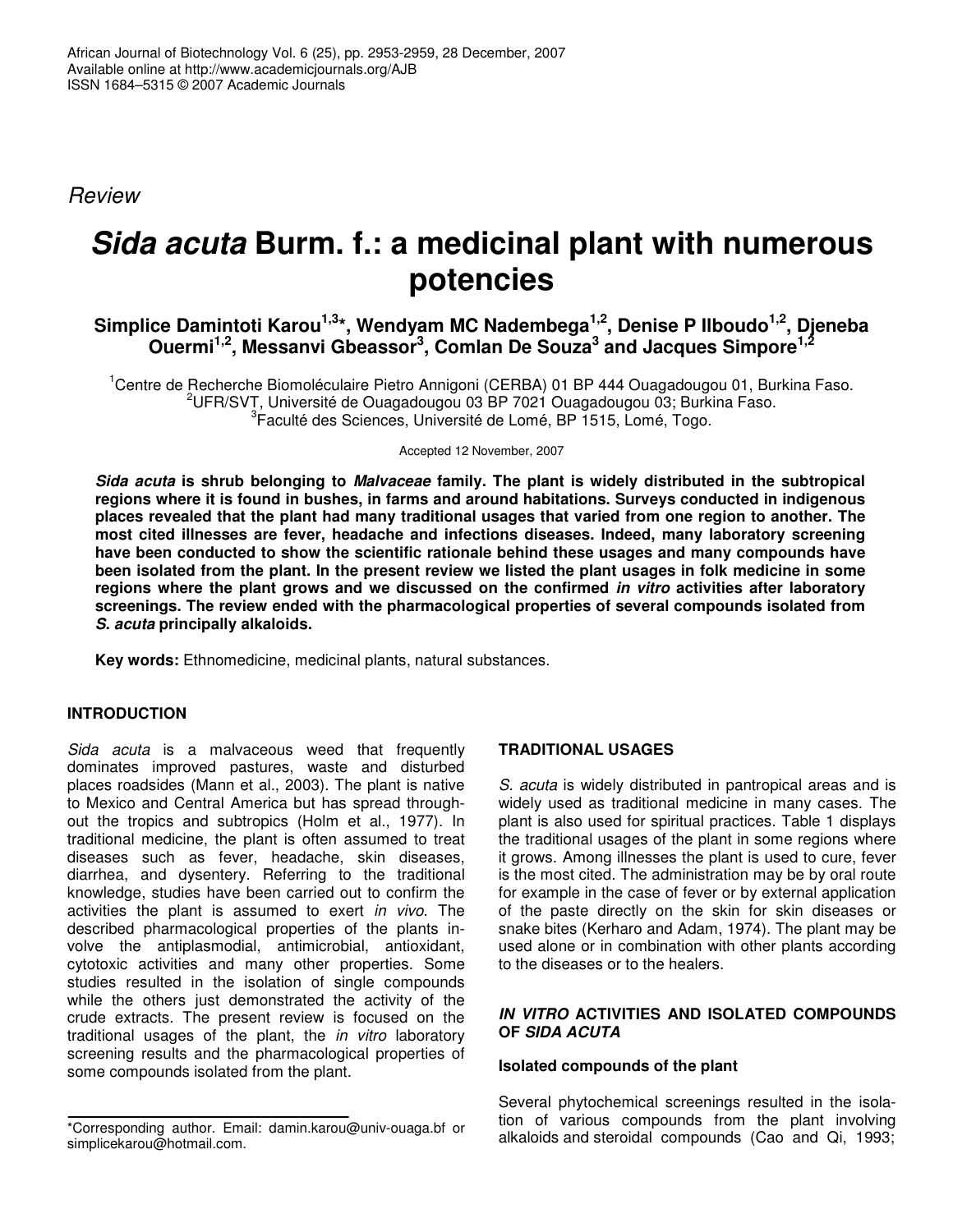*Review*

# *Sida acuta* Burm. f.: a medicinal plant with numerous potencies

**Simplice Damintoti Karou[1,3]*, Wendyam MC Nadembega[1,2], Denise P Ilboudo[1,2], Djeneba Ouermi[1,2], Messanvi Gbeassor[3], Comlan De Souza[3] and Jacques Simpore[1,2]**

[1]Centre de Recherche Biomoléculaire Pietro Annigoni (CERBA) 01 BP 444 Ouagadougou 01, Burkina Faso.
[2]UFR/SVT, Université de Ouagadougou 03 BP 7021 Ouagadougou 03; Burkina Faso.
[3]Faculté des Sciences, Université de Lomé, BP 1515, Lomé, Togo.

Accepted 12 November, 2007

***Sida acuta*** **is shrub belonging to** ***Malvaceae*** **family. The plant is widely distributed in the subtropical regions where it is found in bushes, in farms and around habitations. Surveys conducted in indigenous places revealed that the plant had many traditional usages that varied from one region to another. The most cited illnesses are fever, headache and infections diseases. Indeed, many laboratory screening have been conducted to show the scientific rationale behind these usages and many compounds have been isolated from the plant. In the present review we listed the plant usages in folk medicine in some regions where the plant grows and we discussed on the confirmed** ***in vitro*** **activities after laboratory screenings. The review ended with the pharmacological properties of several compounds isolated from** ***S. acuta*** **principally alkaloids.**

**Key words:** Ethnomedicine, medicinal plants, natural substances.

## INTRODUCTION

*Sida acuta* is a malvaceous weed that frequently dominates improved pastures, waste and disturbed places roadsides (Mann et al., 2003). The plant is native to Mexico and Central America but has spread throughout the tropics and subtropics (Holm et al., 1977). In traditional medicine, the plant is often assumed to treat diseases such as fever, headache, skin diseases, diarrhea, and dysentery. Referring to the traditional knowledge, studies have been carried out to confirm the activities the plant is assumed to exert *in vivo*. The described pharmacological properties of the plants involve the antiplasmodial, antimicrobial, antioxidant, cytotoxic activities and many other properties. Some studies resulted in the isolation of single compounds while the others just demonstrated the activity of the crude extracts. The present review is focused on the traditional usages of the plant, the *in vitro* laboratory screening results and the pharmacological properties of some compounds isolated from the plant.

## TRADITIONAL USAGES

*S. acuta* is widely distributed in pantropical areas and is widely used as traditional medicine in many cases. The plant is also used for spiritual practices. Table 1 displays the traditional usages of the plant in some regions where it grows. Among illnesses the plant is used to cure, fever is the most cited. The administration may be by oral route for example in the case of fever or by external application of the paste directly on the skin for skin diseases or snake bites (Kerharo and Adam, 1974). The plant may be used alone or in combination with other plants according to the diseases or to the healers.

## *IN VITRO* ACTIVITIES AND ISOLATED COMPOUNDS OF *SIDA ACUTA*

### Isolated compounds of the plant

Several phytochemical screenings resulted in the isolation of various compounds from the plant involving alkaloids and steroidal compounds (Cao and Qi, 1993;

*Corresponding author. Email: damin.karou@univ-ouaga.bf or simplicekarou@hotmail.com.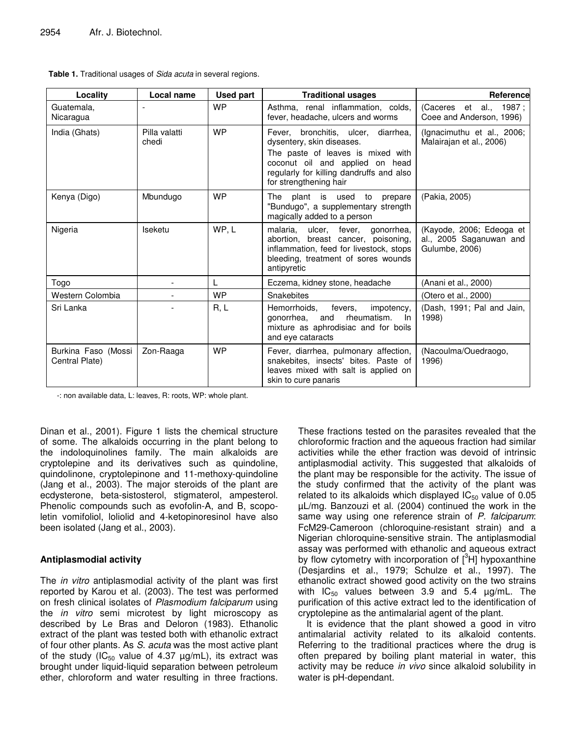**Table 1.** Traditional usages of *Sida acuta* in several regions.

| Locality | Local name | Used part | Traditional usages | Reference |
|---|---|---|---|---|
| Guatemala, Nicaragua | - | WP | Asthma, renal inflammation, colds, fever, headache, ulcers and worms | (Caceres et al., 1987 ; Coee and Anderson, 1996) |
| India (Ghats) | Pilla valatti chedi | WP | Fever, bronchitis, ulcer, diarrhea, dysentery, skin diseases. The paste of leaves is mixed with coconut oil and applied on head regularly for killing dandruffs and also for strengthening hair | (Ignacimuthu et al., 2006; Malairajan et al., 2006) |
| Kenya (Digo) | Mbundugo | WP | The plant is used to prepare "Bundugo", a supplementary strength magically added to a person | (Pakia, 2005) |
| Nigeria | Iseketu | WP, L | malaria, ulcer, fever, gonorrhea, abortion, breast cancer, poisoning, inflammation, feed for livestock, stops bleeding, treatment of sores wounds antipyretic | (Kayode, 2006; Edeoga et al., 2005 Saganuwan and Gulumbe, 2006) |
| Togo | - | L | Eczema, kidney stone, headache | (Anani et al., 2000) |
| Western Colombia | - | WP | Snakebites | (Otero et al., 2000) |
| Sri Lanka | - | R, L | Hemorrhoids, fevers, impotency, gonorrhea, and rheumatism. In mixture as aphrodisiac and for boils and eye cataracts | (Dash, 1991; Pal and Jain, 1998) |
| Burkina Faso (Mossi Central Plate) | Zon-Raaga | WP | Fever, diarrhea, pulmonary affection, snakebites, insects' bites. Paste of leaves mixed with salt is applied on skin to cure panaris | (Nacoulma/Ouedraogo, 1996) |

-: non available data, L: leaves, R: roots, WP: whole plant.

Dinan et al., 2001). Figure 1 lists the chemical structure of some. The alkaloids occurring in the plant belong to the indoloquinolines family. The main alkaloids are cryptolepine and its derivatives such as quindoline, quindolinone, cryptolepinone and 11-methoxy-quindoline (Jang et al., 2003). The major steroids of the plant are ecdysterone, beta-sistosterol, stigmaterol, ampesterol. Phenolic compounds such as evofolin-A, and B, scopoletin vomifoliol, loliolid and 4-ketopinoresinol have also been isolated (Jang et al., 2003).

## Antiplasmodial activity

The *in vitro* antiplasmodial activity of the plant was first reported by Karou et al. (2003). The test was performed on fresh clinical isolates of *Plasmodium falciparum* using the *in vitro* semi microtest by light microscopy as described by Le Bras and Deloron (1983). Ethanolic extract of the plant was tested both with ethanolic extract of four other plants. As *S. acuta* was the most active plant of the study ($IC_{50}$ value of 4.37 µg/mL), its extract was brought under liquid-liquid separation between petroleum ether, chloroform and water resulting in three fractions. These fractions tested on the parasites revealed that the chloroformic fraction and the aqueous fraction had similar activities while the ether fraction was devoid of intrinsic antiplasmodial activity. This suggested that alkaloids of the plant may be responsible for the activity. The issue of the study confirmed that the activity of the plant was related to its alkaloids which displayed $IC_{50}$ value of 0.05 µL/mg. Banzouzi et al. (2004) continued the work in the same way using one reference strain of *P. falciparum*: FcM29-Cameroon (chloroquine-resistant strain) and a Nigerian chloroquine-sensitive strain. The antiplasmodial assay was performed with ethanolic and aqueous extract by flow cytometry with incorporation of [$^3$H] hypoxanthine (Desjardins et al., 1979; Schulze et al., 1997). The ethanolic extract showed good activity on the two strains with $IC_{50}$ values between 3.9 and 5.4 µg/mL. The purification of this active extract led to the identification of cryptolepine as the antimalarial agent of the plant.

It is evidence that the plant showed a good in vitro antimalarial activity related to its alkaloid contents. Referring to the traditional practices where the drug is often prepared by boiling plant material in water, this activity may be reduce *in vivo* since alkaloid solubility in water is pH-dependant.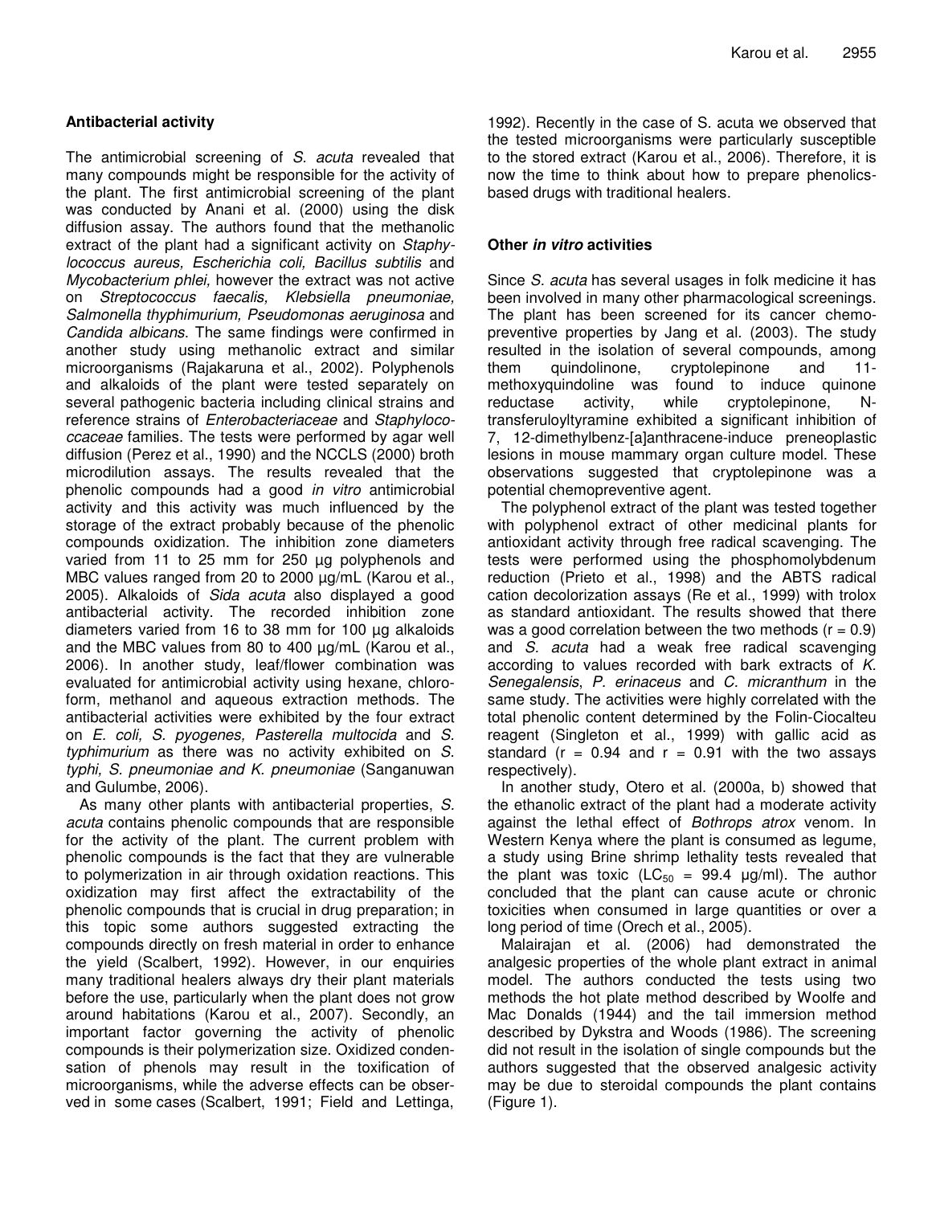### Antibacterial activity

The antimicrobial screening of *S. acuta* revealed that many compounds might be responsible for the activity of the plant. The first antimicrobial screening of the plant was conducted by Anani et al. (2000) using the disk diffusion assay. The authors found that the methanolic extract of the plant had a significant activity on *Staphylococcus aureus, Escherichia coli, Bacillus subtilis* and *Mycobacterium phlei,* however the extract was not active on *Streptococcus faecalis, Klebsiella pneumoniae, Salmonella thyphimurium, Pseudomonas aeruginosa* and *Candida albicans*. The same findings were confirmed in another study using methanolic extract and similar microorganisms (Rajakaruna et al., 2002). Polyphenols and alkaloids of the plant were tested separately on several pathogenic bacteria including clinical strains and reference strains of *Enterobacteriaceae* and *Staphylococcaceae* families. The tests were performed by agar well diffusion (Perez et al., 1990) and the NCCLS (2000) broth microdilution assays. The results revealed that the phenolic compounds had a good *in vitro* antimicrobial activity and this activity was much influenced by the storage of the extract probably because of the phenolic compounds oxidization. The inhibition zone diameters varied from 11 to 25 mm for 250 µg polyphenols and MBC values ranged from 20 to 2000 µg/mL (Karou et al., 2005). Alkaloids of *Sida acuta* also displayed a good antibacterial activity. The recorded inhibition zone diameters varied from 16 to 38 mm for 100 µg alkaloids and the MBC values from 80 to 400 µg/mL (Karou et al., 2006). In another study, leaf/flower combination was evaluated for antimicrobial activity using hexane, chloroform, methanol and aqueous extraction methods. The antibacterial activities were exhibited by the four extract on *E. coli, S. pyogenes, Pasterella multocida* and *S. typhimurium* as there was no activity exhibited on *S. typhi, S. pneumoniae and K. pneumoniae* (Sanganuwan and Gulumbe, 2006).

As many other plants with antibacterial properties, *S. acuta* contains phenolic compounds that are responsible for the activity of the plant. The current problem with phenolic compounds is the fact that they are vulnerable to polymerization in air through oxidation reactions. This oxidization may first affect the extractability of the phenolic compounds that is crucial in drug preparation; in this topic some authors suggested extracting the compounds directly on fresh material in order to enhance the yield (Scalbert, 1992). However, in our enquiries many traditional healers always dry their plant materials before the use, particularly when the plant does not grow around habitations (Karou et al., 2007). Secondly, an important factor governing the activity of phenolic compounds is their polymerization size. Oxidized condensation of phenols may result in the toxification of microorganisms, while the adverse effects can be observed in some cases (Scalbert, 1991; Field and Lettinga, 1992). Recently in the case of S. acuta we observed that the tested microorganisms were particularly susceptible to the stored extract (Karou et al., 2006). Therefore, it is now the time to think about how to prepare phenolics-based drugs with traditional healers.

### Other *in vitro* activities

Since *S. acuta* has several usages in folk medicine it has been involved in many other pharmacological screenings. The plant has been screened for its cancer chemopreventive properties by Jang et al. (2003). The study resulted in the isolation of several compounds, among them quindolinone, cryptolepinone and 11-methoxyquindoline was found to induce quinone reductase activity, while cryptolepinone, N-transferuloyltyramine exhibited a significant inhibition of 7, 12-dimethylbenz-[a]anthracene-induce preneoplastic lesions in mouse mammary organ culture model. These observations suggested that cryptolepinone was a potential chemopreventive agent.

The polyphenol extract of the plant was tested together with polyphenol extract of other medicinal plants for antioxidant activity through free radical scavenging. The tests were performed using the phosphomolybdenum reduction (Prieto et al., 1998) and the ABTS radical cation decolorization assays (Re et al., 1999) with trolox as standard antioxidant. The results showed that there was a good correlation between the two methods ($r = 0.9$) and *S. acuta* had a weak free radical scavenging according to values recorded with bark extracts of *K. Senegalensis*, *P. erinaceus* and *C. micranthum* in the same study. The activities were highly correlated with the total phenolic content determined by the Folin-Ciocalteu reagent (Singleton et al., 1999) with gallic acid as standard ($r = 0.94$ and $r = 0.91$ with the two assays respectively).

In another study, Otero et al. (2000a, b) showed that the ethanolic extract of the plant had a moderate activity against the lethal effect of *Bothrops atrox* venom. In Western Kenya where the plant is consumed as legume, a study using Brine shrimp lethality tests revealed that the plant was toxic ($LC_{50}$ = 99.4 µg/ml). The author concluded that the plant can cause acute or chronic toxicities when consumed in large quantities or over a long period of time (Orech et al., 2005).

Malairajan et al. (2006) had demonstrated the analgesic properties of the whole plant extract in animal model. The authors conducted the tests using two methods the hot plate method described by Woolfe and Mac Donalds (1944) and the tail immersion method described by Dykstra and Woods (1986). The screening did not result in the isolation of single compounds but the authors suggested that the observed analgesic activity may be due to steroidal compounds the plant contains (Figure 1).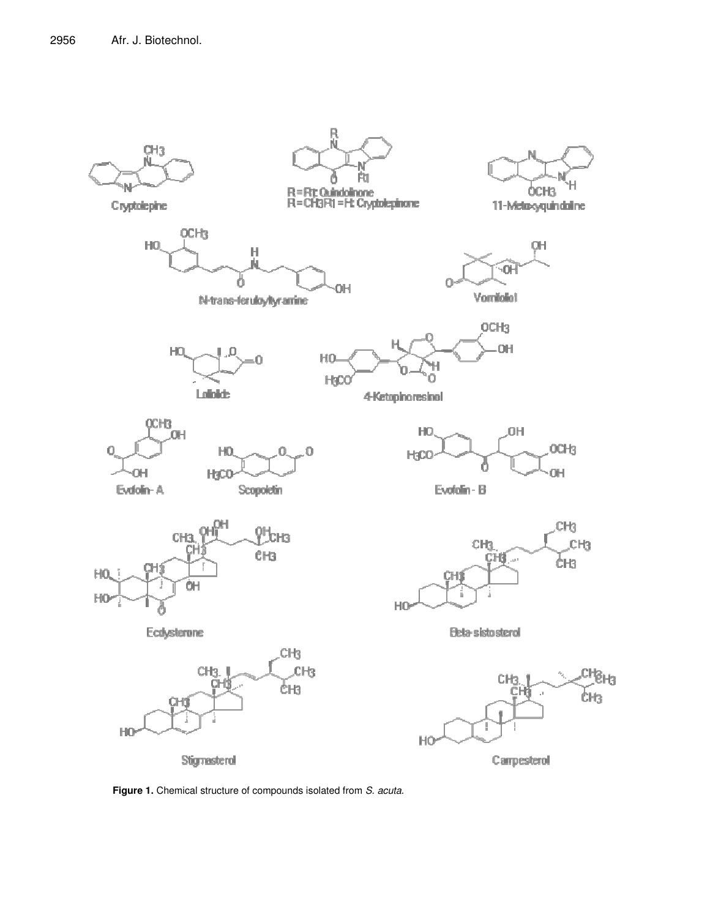**Figure 1.** Chemical structure of compounds isolated from *S. acuta*.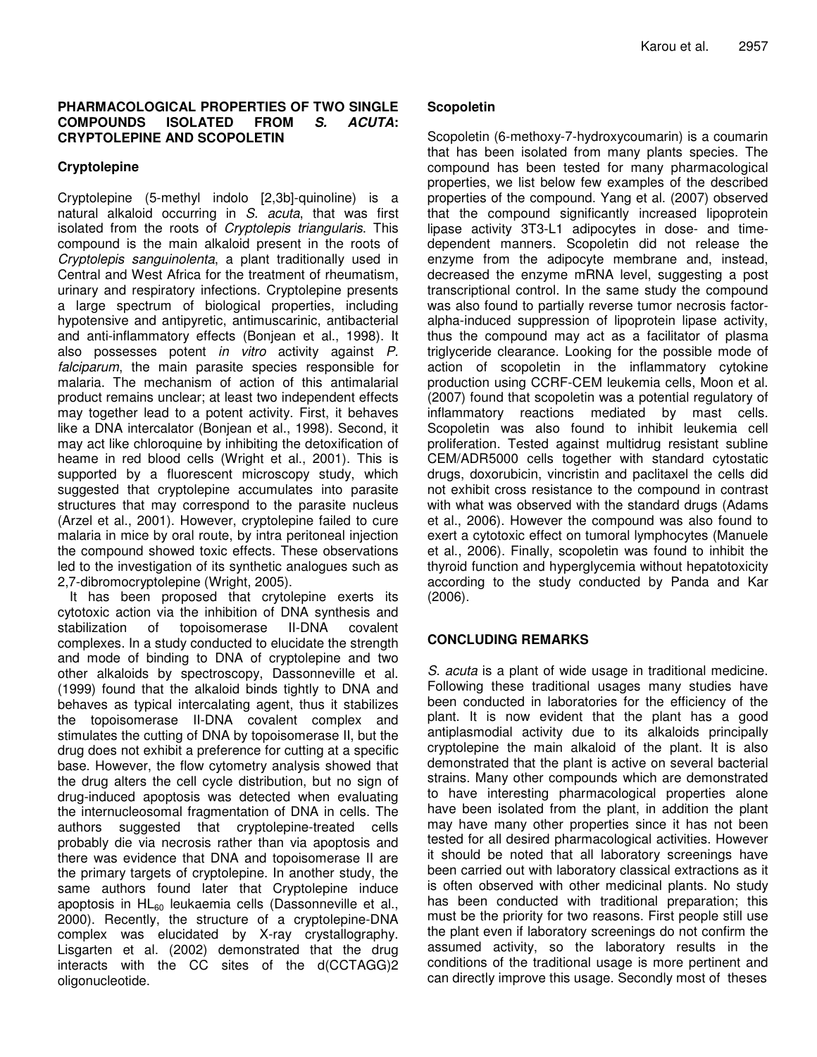## PHARMACOLOGICAL PROPERTIES OF TWO SINGLE COMPOUNDS ISOLATED FROM *S. ACUTA*: CRYPTOLEPINE AND SCOPOLETIN

### Cryptolepine

Cryptolepine (5-methyl indolo [2,3b]-quinoline) is a natural alkaloid occurring in *S. acuta*, that was first isolated from the roots of *Cryptolepis triangularis*. This compound is the main alkaloid present in the roots of *Cryptolepis sanguinolenta*, a plant traditionally used in Central and West Africa for the treatment of rheumatism, urinary and respiratory infections. Cryptolepine presents a large spectrum of biological properties, including hypotensive and antipyretic, antimuscarinic, antibacterial and anti-inflammatory effects (Bonjean et al., 1998). It also possesses potent *in vitro* activity against *P. falciparum*, the main parasite species responsible for malaria. The mechanism of action of this antimalarial product remains unclear; at least two independent effects may together lead to a potent activity. First, it behaves like a DNA intercalator (Bonjean et al., 1998). Second, it may act like chloroquine by inhibiting the detoxification of heame in red blood cells (Wright et al., 2001). This is supported by a fluorescent microscopy study, which suggested that cryptolepine accumulates into parasite structures that may correspond to the parasite nucleus (Arzel et al., 2001). However, cryptolepine failed to cure malaria in mice by oral route, by intra peritoneal injection the compound showed toxic effects. These observations led to the investigation of its synthetic analogues such as 2,7-dibromocryptolepine (Wright, 2005).

It has been proposed that crytolepine exerts its cytotoxic action via the inhibition of DNA synthesis and stabilization of topoisomerase II-DNA covalent complexes. In a study conducted to elucidate the strength and mode of binding to DNA of cryptolepine and two other alkaloids by spectroscopy, Dassonneville et al. (1999) found that the alkaloid binds tightly to DNA and behaves as typical intercalating agent, thus it stabilizes the topoisomerase II-DNA covalent complex and stimulates the cutting of DNA by topoisomerase II, but the drug does not exhibit a preference for cutting at a specific base. However, the flow cytometry analysis showed that the drug alters the cell cycle distribution, but no sign of drug-induced apoptosis was detected when evaluating the internucleosomal fragmentation of DNA in cells. The authors suggested that cryptolepine-treated cells probably die via necrosis rather than via apoptosis and there was evidence that DNA and topoisomerase II are the primary targets of cryptolepine. In another study, the same authors found later that Cryptolepine induce apoptosis in $HL_{60}$ leukaemia cells (Dassonneville et al., 2000). Recently, the structure of a cryptolepine-DNA complex was elucidated by X-ray crystallography. Lisgarten et al. (2002) demonstrated that the drug interacts with the CC sites of the d(CCTAGG)2 oligonucleotide.

### Scopoletin

Scopoletin (6-methoxy-7-hydroxycoumarin) is a coumarin that has been isolated from many plants species. The compound has been tested for many pharmacological properties, we list below few examples of the described properties of the compound. Yang et al. (2007) observed that the compound significantly increased lipoprotein lipase activity 3T3-L1 adipocytes in dose- and time-dependent manners. Scopoletin did not release the enzyme from the adipocyte membrane and, instead, decreased the enzyme mRNA level, suggesting a post transcriptional control. In the same study the compound was also found to partially reverse tumor necrosis factor-alpha-induced suppression of lipoprotein lipase activity, thus the compound may act as a facilitator of plasma triglyceride clearance. Looking for the possible mode of action of scopoletin in the inflammatory cytokine production using CCRF-CEM leukemia cells, Moon et al. (2007) found that scopoletin was a potential regulatory of inflammatory reactions mediated by mast cells. Scopoletin was also found to inhibit leukemia cell proliferation. Tested against multidrug resistant subline CEM/ADR5000 cells together with standard cytostatic drugs, doxorubicin, vincristin and paclitaxel the cells did not exhibit cross resistance to the compound in contrast with what was observed with the standard drugs (Adams et al., 2006). However the compound was also found to exert a cytotoxic effect on tumoral lymphocytes (Manuele et al., 2006). Finally, scopoletin was found to inhibit the thyroid function and hyperglycemia without hepatotoxicity according to the study conducted by Panda and Kar (2006).

## CONCLUDING REMARKS

*S. acuta* is a plant of wide usage in traditional medicine. Following these traditional usages many studies have been conducted in laboratories for the efficiency of the plant. It is now evident that the plant has a good antiplasmodial activity due to its alkaloids principally cryptolepine the main alkaloid of the plant. It is also demonstrated that the plant is active on several bacterial strains. Many other compounds which are demonstrated to have interesting pharmacological properties alone have been isolated from the plant, in addition the plant may have many other properties since it has not been tested for all desired pharmacological activities. However it should be noted that all laboratory screenings have been carried out with laboratory classical extractions as it is often observed with other medicinal plants. No study has been conducted with traditional preparation; this must be the priority for two reasons. First people still use the plant even if laboratory screenings do not confirm the assumed activity, so the laboratory results in the conditions of the traditional usage is more pertinent and can directly improve this usage. Secondly most of theses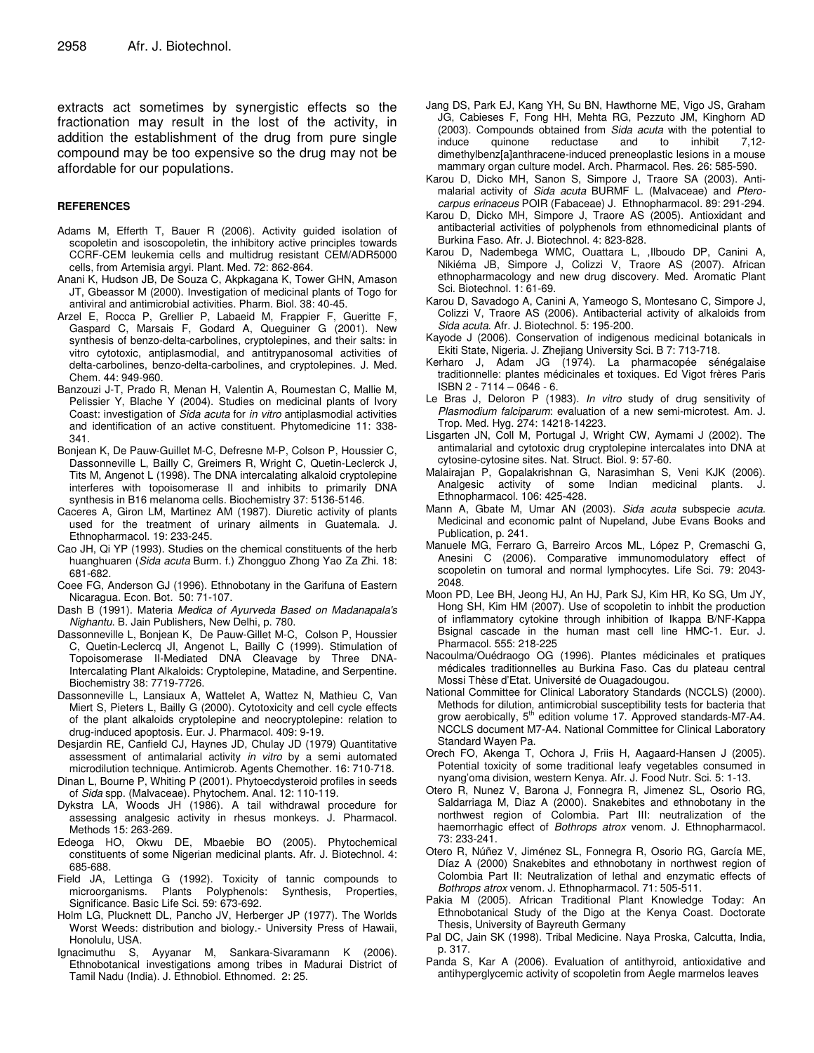extracts act sometimes by synergistic effects so the fractionation may result in the lost of the activity, in addition the establishment of the drug from pure single compound may be too expensive so the drug may not be affordable for our populations.

## REFERENCES

Adams M, Efferth T, Bauer R (2006). Activity guided isolation of scopoletin and isoscopoletin, the inhibitory active principles towards CCRF-CEM leukemia cells and multidrug resistant CEM/ADR5000 cells, from Artemisia argyi. Plant. Med. 72: 862-864.

Anani K, Hudson JB, De Souza C, Akpkagana K, Tower GHN, Amason JT, Gbeassor M (2000). Investigation of medicinal plants of Togo for antiviral and antimicrobial activities. Pharm. Biol. 38: 40-45.

Arzel E, Rocca P, Grellier P, Labaeid M, Frappier F, Gueritte F, Gaspard C, Marsais F, Godard A, Queguiner G (2001). New synthesis of benzo-delta-carbolines, cryptolepines, and their salts: in vitro cytotoxic, antiplasmodial, and antitrypanosomal activities of delta-carbolines, benzo-delta-carbolines, and cryptolepines. J. Med. Chem. 44: 949-960.

Banzouzi J-T, Prado R, Menan H, Valentin A, Roumestan C, Mallie M, Pelissier Y, Blache Y (2004). Studies on medicinal plants of Ivory Coast: investigation of *Sida acuta* for *in vitro* antiplasmodial activities and identification of an active constituent. Phytomedicine 11: 338-341.

Bonjean K, De Pauw-Guillet M-C, Defresne M-P, Colson P, Houssier C, Dassonneville L, Bailly C, Greimers R, Wright C, Quetin-Leclerck J, Tits M, Angenot L (1998). The DNA intercalating alkaloid cryptolepine interferes with topoisomerase II and inhibits to primarily DNA synthesis in B16 melanoma cells. Biochemistry 37: 5136-5146.

Caceres A, Giron LM, Martinez AM (1987). Diuretic activity of plants used for the treatment of urinary ailments in Guatemala. J. Ethnopharmacol. 19: 233-245.

Cao JH, Qi YP (1993). Studies on the chemical constituents of the herb huanghuaren (*Sida acuta* Burm. f.) Zhongguo Zhong Yao Za Zhi. 18: 681-682.

Coee FG, Anderson GJ (1996). Ethnobotany in the Garifuna of Eastern Nicaragua. Econ. Bot. 50: 71-107.

Dash B (1991). Materia *Medica of Ayurveda Based on Madanapala's Nighantu.* B. Jain Publishers, New Delhi, p. 780.

Dassonneville L, Bonjean K, De Pauw-Gillet M-C, Colson P, Houssier C, Quetin-Leclercq JI, Angenot L, Bailly C (1999). Stimulation of Topoisomerase II-Mediated DNA Cleavage by Three DNA-Intercalating Plant Alkaloids: Cryptolepine, Matadine, and Serpentine. Biochemistry 38: 7719-7726.

Dassonneville L, Lansiaux A, Wattelet A, Wattez N, Mathieu C, Van Miert S, Pieters L, Bailly G (2000). Cytotoxicity and cell cycle effects of the plant alkaloids cryptolepine and neocryptolepine: relation to drug-induced apoptosis. Eur. J. Pharmacol. 409: 9-19.

Desjardin RE, Canfield CJ, Haynes JD, Chulay JD (1979) Quantitative assessment of antimalarial activity *in vitro* by a semi automated microdilution technique. Antimicrob. Agents Chemother. 16: 710-718.

Dinan L, Bourne P, Whiting P (2001). Phytoecdysteroid profiles in seeds of *Sida* spp. (Malvaceae). Phytochem. Anal. 12: 110-119.

Dykstra LA, Woods JH (1986). A tail withdrawal procedure for assessing analgesic activity in rhesus monkeys. J. Pharmacol. Methods 15: 263-269.

Edeoga HO, Okwu DE, Mbaebie BO (2005). Phytochemical constituents of some Nigerian medicinal plants. Afr. J. Biotechnol. 4: 685-688.

Field JA, Lettinga G (1992). Toxicity of tannic compounds to microorganisms. Plants Polyphenols: Synthesis, Properties, Significance. Basic Life Sci. 59: 673-692.

Holm LG, Plucknett DL, Pancho JV, Herberger JP (1977). The Worlds Worst Weeds: distribution and biology.- University Press of Hawaii, Honolulu, USA.

Ignacimuthu S, Ayyanar M, Sankara-Sivaramann K (2006). Ethnobotanical investigations among tribes in Madurai District of Tamil Nadu (India). J. Ethnobiol. Ethnomed. 2: 25.

Jang DS, Park EJ, Kang YH, Su BN, Hawthorne ME, Vigo JS, Graham JG, Cabieses F, Fong HH, Mehta RG, Pezzuto JM, Kinghorn AD (2003). Compounds obtained from *Sida acuta* with the potential to induce quinone reductase and to inhibit 7,12-dimethylbenz[a]anthracene-induced preneoplastic lesions in a mouse mammary organ culture model. Arch. Pharmacol. Res. 26: 585-590.

Karou D, Dicko MH, Sanon S, Simpore J, Traore SA (2003). Anti-malarial activity of *Sida acuta* BURMF L. (Malvaceae) and *Pterocarpus erinaceus* POIR (Fabaceae) J. Ethnopharmacol. 89: 291-294.

Karou D, Dicko MH, Simpore J, Traore AS (2005). Antioxidant and antibacterial activities of polyphenols from ethnomedicinal plants of Burkina Faso. Afr. J. Biotechnol. 4: 823-828.

Karou D, Nadembega WMC, Ouattara L, ,Ilboudo DP, Canini A, Nikiéma JB, Simpore J, Colizzi V, Traore AS (2007). African ethnopharmacology and new drug discovery. Med. Aromatic Plant Sci. Biotechnol. 1: 61-69.

Karou D, Savadogo A, Canini A, Yameogo S, Montesano C, Simpore J, Colizzi V, Traore AS (2006). Antibacterial activity of alkaloids from *Sida acuta*. Afr. J. Biotechnol. 5: 195-200.

Kayode J (2006). Conservation of indigenous medicinal botanicals in Ekiti State, Nigeria. J. Zhejiang University Sci. B 7: 713-718.

Kerharo J, Adam JG (1974). La pharmacopée sénégalaise traditionnelle: plantes médicinales et toxiques. Ed Vigot frères Paris ISBN 2 - 7114 – 0646 - 6.

Le Bras J, Deloron P (1983). *In vitro* study of drug sensitivity of *Plasmodium falciparum*: evaluation of a new semi-microtest. Am. J. Trop. Med. Hyg. 274: 14218-14223.

Lisgarten JN, Coll M, Portugal J, Wright CW, Aymami J (2002). The antimalarial and cytotoxic drug cryptolepine intercalates into DNA at cytosine-cytosine sites. Nat. Struct. Biol. 9: 57-60.

Malairajan P, Gopalakrishnan G, Narasimhan S, Veni KJK (2006). Analgesic activity of some Indian medicinal plants. J. Ethnopharmacol. 106: 425-428.

Mann A, Gbate M, Umar AN (2003). *Sida acuta* subspecie *acuta*. Medicinal and economic palnt of Nupeland, Jube Evans Books and Publication, p. 241.

Manuele MG, Ferraro G, Barreiro Arcos ML, López P, Cremaschi G, Anesini C (2006). Comparative immunomodulatory effect of scopoletin on tumoral and normal lymphocytes. Life Sci. 79: 2043-2048.

Moon PD, Lee BH, Jeong HJ, An HJ, Park SJ, Kim HR, Ko SG, Um JY, Hong SH, Kim HM (2007). Use of scopoletin to inhbit the production of inflammatory cytokine through inhibition of Ikappa B/NF-Kappa Bsignal cascade in the human mast cell line HMC-1. Eur. J. Pharmacol. 555: 218-225

Nacoulma/Ouédraogo OG (1996). Plantes médicinales et pratiques médicales traditionnelles au Burkina Faso. Cas du plateau central Mossi Thèse d'Etat. Université de Ouagadougou.

National Committee for Clinical Laboratory Standards (NCCLS) (2000). Methods for dilution, antimicrobial susceptibility tests for bacteria that grow aerobically, 5th edition volume 17. Approved standards-M7-A4. NCCLS document M7-A4. National Committee for Clinical Laboratory Standard Wayen Pa.

Orech FO, Akenga T, Ochora J, Friis H, Aagaard-Hansen J (2005). Potential toxicity of some traditional leafy vegetables consumed in nyang'oma division, western Kenya. Afr. J. Food Nutr. Sci. 5: 1-13.

Otero R, Nunez V, Barona J, Fonnegra R, Jimenez SL, Osorio RG, Saldarriaga M, Diaz A (2000). Snakebites and ethnobotany in the northwest region of Colombia. Part III: neutralization of the haemorrhagic effect of *Bothrops atrox* venom. J. Ethnopharmacol. 73: 233-241.

Otero R, Núñez V, Jiménez SL, Fonnegra R, Osorio RG, García ME, Díaz A (2000) Snakebites and ethnobotany in northwest region of Colombia Part II: Neutralization of lethal and enzymatic effects of *Bothrops atrox* venom. J. Ethnopharmacol. 71: 505-511.

Pakia M (2005). African Traditional Plant Knowledge Today: An Ethnobotanical Study of the Digo at the Kenya Coast. Doctorate Thesis, University of Bayreuth Germany

Pal DC, Jain SK (1998). Tribal Medicine. Naya Proska, Calcutta, India, p. 317.

Panda S, Kar A (2006). Evaluation of antithyroid, antioxidative and antihyperglycemic activity of scopoletin from Aegle marmelos leaves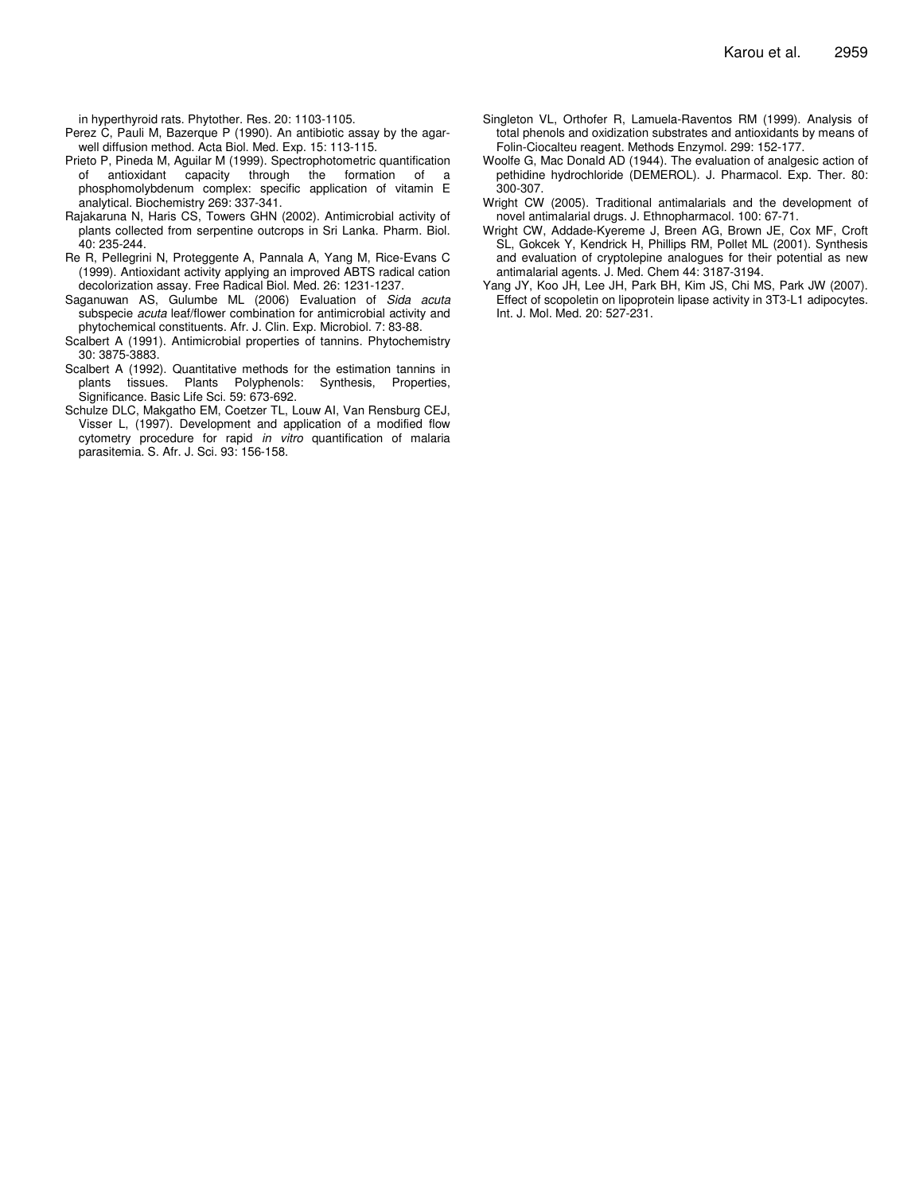in hyperthyroid rats. Phytother. Res. 20: 1103-1105.

Perez C, Pauli M, Bazerque P (1990). An antibiotic assay by the agar-well diffusion method. Acta Biol. Med. Exp. 15: 113-115.

Prieto P, Pineda M, Aguilar M (1999). Spectrophotometric quantification of antioxidant capacity through the formation of a phosphomolybdenum complex: specific application of vitamin E analytical. Biochemistry 269: 337-341.

Rajakaruna N, Haris CS, Towers GHN (2002). Antimicrobial activity of plants collected from serpentine outcrops in Sri Lanka. Pharm. Biol. 40: 235-244.

Re R, Pellegrini N, Proteggente A, Pannala A, Yang M, Rice-Evans C (1999). Antioxidant activity applying an improved ABTS radical cation decolorization assay. Free Radical Biol. Med. 26: 1231-1237.

Saganuwan AS, Gulumbe ML (2006) Evaluation of *Sida acuta* subspecie *acuta* leaf/flower combination for antimicrobial activity and phytochemical constituents. Afr. J. Clin. Exp. Microbiol. 7: 83-88.

Scalbert A (1991). Antimicrobial properties of tannins. Phytochemistry 30: 3875-3883.

Scalbert A (1992). Quantitative methods for the estimation tannins in plants tissues. Plants Polyphenols: Synthesis, Properties, Significance. Basic Life Sci. 59: 673-692.

Schulze DLC, Makgatho EM, Coetzer TL, Louw AI, Van Rensburg CEJ, Visser L, (1997). Development and application of a modified flow cytometry procedure for rapid *in vitro* quantification of malaria parasitemia. S. Afr. J. Sci. 93: 156-158.

Singleton VL, Orthofer R, Lamuela-Raventos RM (1999). Analysis of total phenols and oxidization substrates and antioxidants by means of Folin-Ciocalteu reagent. Methods Enzymol. 299: 152-177.

Woolfe G, Mac Donald AD (1944). The evaluation of analgesic action of pethidine hydrochloride (DEMEROL). J. Pharmacol. Exp. Ther. 80: 300-307.

Wright CW (2005). Traditional antimalarials and the development of novel antimalarial drugs. J. Ethnopharmacol. 100: 67-71.

Wright CW, Addade-Kyereme J, Breen AG, Brown JE, Cox MF, Croft SL, Gokcek Y, Kendrick H, Phillips RM, Pollet ML (2001). Synthesis and evaluation of cryptolepine analogues for their potential as new antimalarial agents. J. Med. Chem 44: 3187-3194.

Yang JY, Koo JH, Lee JH, Park BH, Kim JS, Chi MS, Park JW (2007). Effect of scopoletin on lipoprotein lipase activity in 3T3-L1 adipocytes. Int. J. Mol. Med. 20: 527-231.